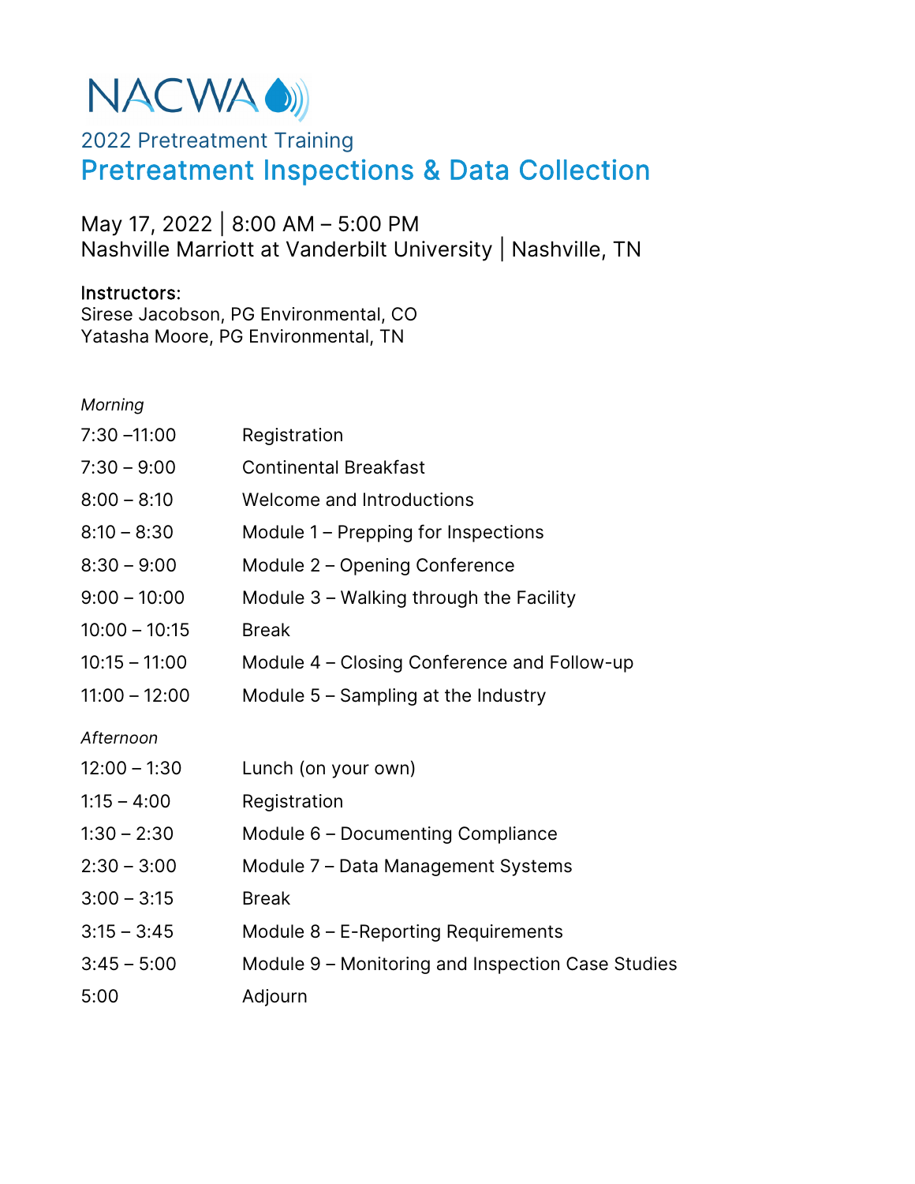NACWA

2022 Pretreatment Training

# Pretreatment Inspections & Data Collection

May 17, 2022 | 8:00 AM – 5:00 PM
Nashville Marriott at Vanderbilt University | Nashville, TN

**Instructors:**
Sirese Jacobson, PG Environmental, CO
Yatasha Moore, PG Environmental, TN

*Morning*

| | |
|---|---|
| 7:30 –11:00 | Registration |
| 7:30 – 9:00 | Continental Breakfast |
| 8:00 – 8:10 | Welcome and Introductions |
| 8:10 – 8:30 | Module 1 – Prepping for Inspections |
| 8:30 – 9:00 | Module 2 – Opening Conference |
| 9:00 – 10:00 | Module 3 – Walking through the Facility |
| 10:00 – 10:15 | Break |
| 10:15 – 11:00 | Module 4 – Closing Conference and Follow-up |
| 11:00 – 12:00 | Module 5 – Sampling at the Industry |

*Afternoon*

| | |
|---|---|
| 12:00 – 1:30 | Lunch (on your own) |
| 1:15 – 4:00 | Registration |
| 1:30 – 2:30 | Module 6 – Documenting Compliance |
| 2:30 – 3:00 | Module 7 – Data Management Systems |
| 3:00 – 3:15 | Break |
| 3:15 – 3:45 | Module 8 – E-Reporting Requirements |
| 3:45 – 5:00 | Module 9 – Monitoring and Inspection Case Studies |
| 5:00 | Adjourn |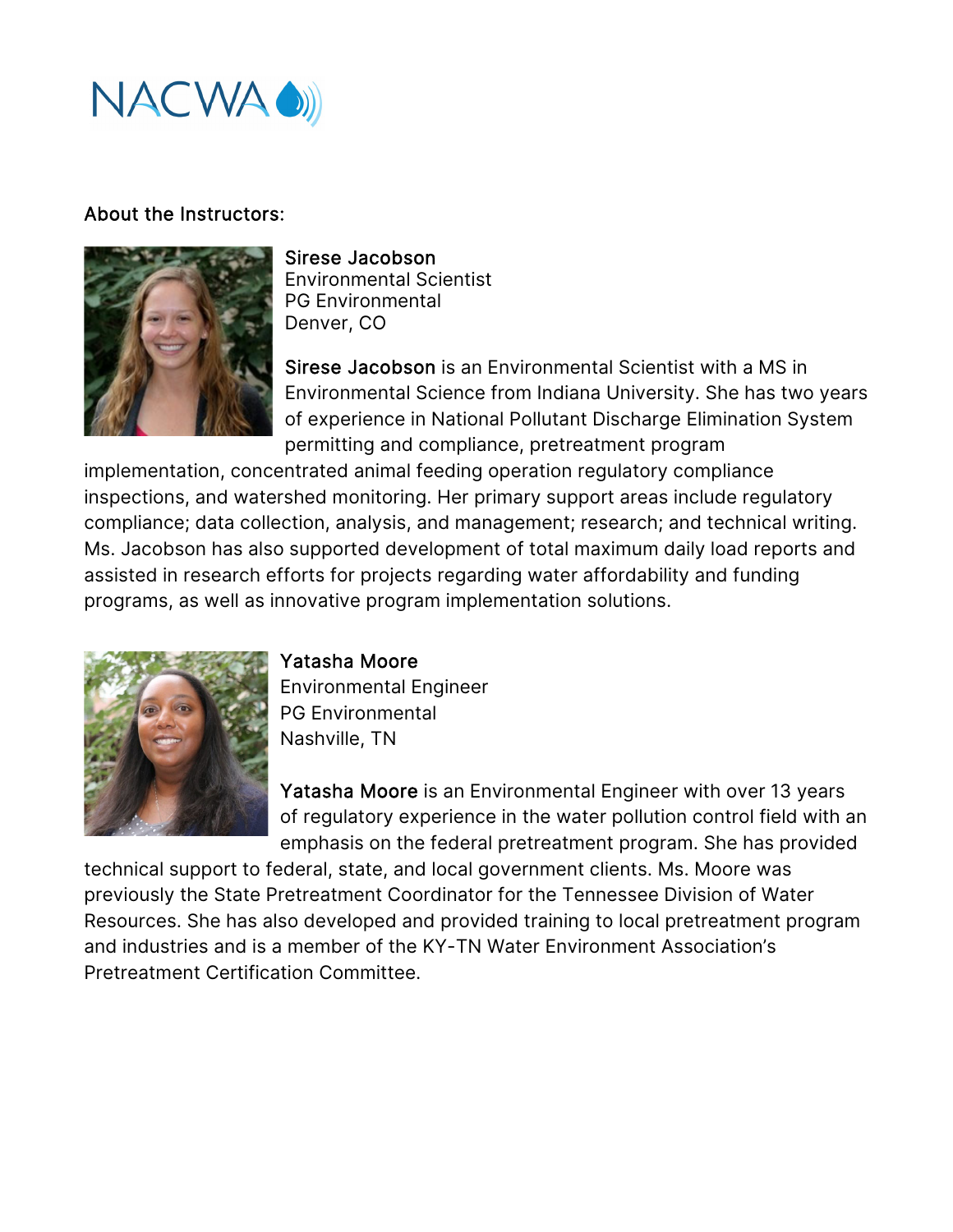NACWA

About the Instructors:

Sirese Jacobson
Environmental Scientist
PG Environmental
Denver, CO

Sirese Jacobson is an Environmental Scientist with a MS in Environmental Science from Indiana University. She has two years of experience in National Pollutant Discharge Elimination System permitting and compliance, pretreatment program implementation, concentrated animal feeding operation regulatory compliance inspections, and watershed monitoring. Her primary support areas include regulatory compliance; data collection, analysis, and management; research; and technical writing. Ms. Jacobson has also supported development of total maximum daily load reports and assisted in research efforts for projects regarding water affordability and funding programs, as well as innovative program implementation solutions.

Yatasha Moore
Environmental Engineer
PG Environmental
Nashville, TN

Yatasha Moore is an Environmental Engineer with over 13 years of regulatory experience in the water pollution control field with an emphasis on the federal pretreatment program. She has provided technical support to federal, state, and local government clients. Ms. Moore was previously the State Pretreatment Coordinator for the Tennessee Division of Water Resources. She has also developed and provided training to local pretreatment program and industries and is a member of the KY-TN Water Environment Association's Pretreatment Certification Committee.